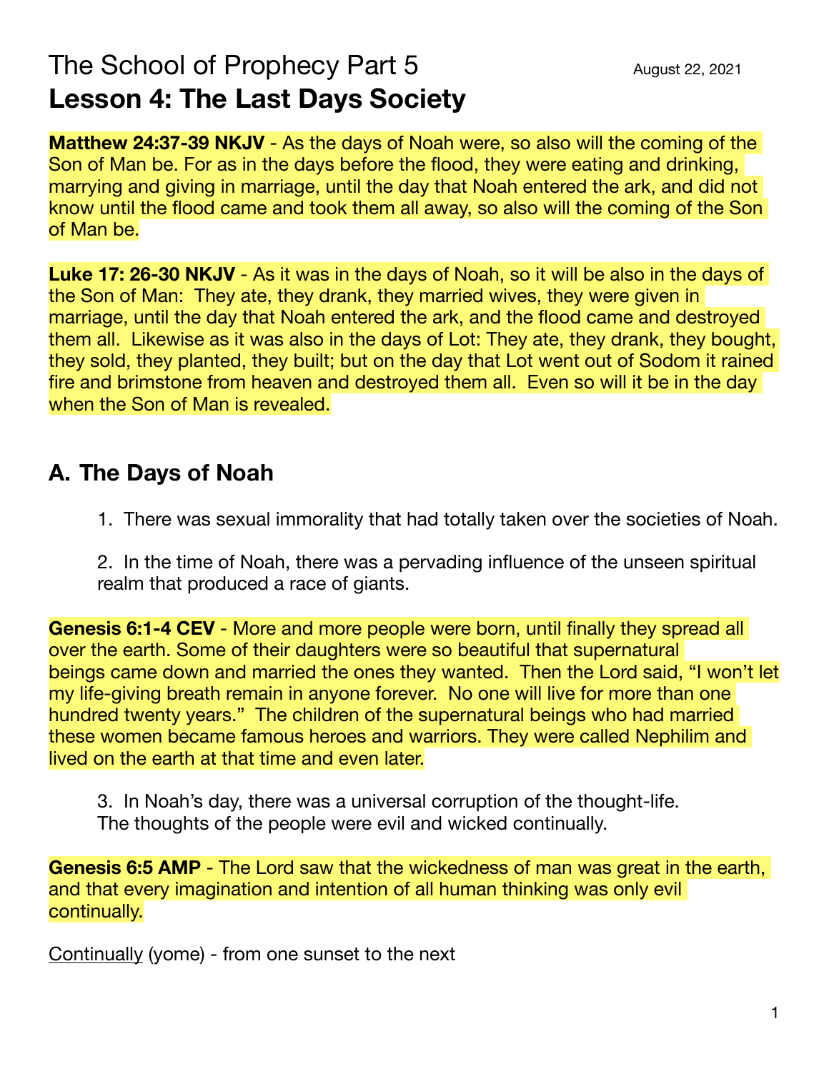# The School of Prophecy Part 5

August 22, 2021

## Lesson 4: The Last Days Society

**Matthew 24:37-39 NKJV** - As the days of Noah were, so also will the coming of the Son of Man be. For as in the days before the flood, they were eating and drinking, marrying and giving in marriage, until the day that Noah entered the ark, and did not know until the flood came and took them all away, so also will the coming of the Son of Man be.

**Luke 17: 26-30 NKJV** - As it was in the days of Noah, so it will be also in the days of the Son of Man: They ate, they drank, they married wives, they were given in marriage, until the day that Noah entered the ark, and the flood came and destroyed them all. Likewise as it was also in the days of Lot: They ate, they drank, they bought, they sold, they planted, they built; but on the day that Lot went out of Sodom it rained fire and brimstone from heaven and destroyed them all. Even so will it be in the day when the Son of Man is revealed.

## A. The Days of Noah

1. There was sexual immorality that had totally taken over the societies of Noah.

2. In the time of Noah, there was a pervading influence of the unseen spiritual realm that produced a race of giants.

**Genesis 6:1-4 CEV** - More and more people were born, until finally they spread all over the earth. Some of their daughters were so beautiful that supernatural beings came down and married the ones they wanted. Then the Lord said, "I won't let my life-giving breath remain in anyone forever. No one will live for more than one hundred twenty years." The children of the supernatural beings who had married these women became famous heroes and warriors. They were called Nephilim and lived on the earth at that time and even later.

3. In Noah's day, there was a universal corruption of the thought-life. The thoughts of the people were evil and wicked continually.

**Genesis 6:5 AMP** - The Lord saw that the wickedness of man was great in the earth, and that every imagination and intention of all human thinking was only evil continually.

<u>Continually</u> (yome) - from one sunset to the next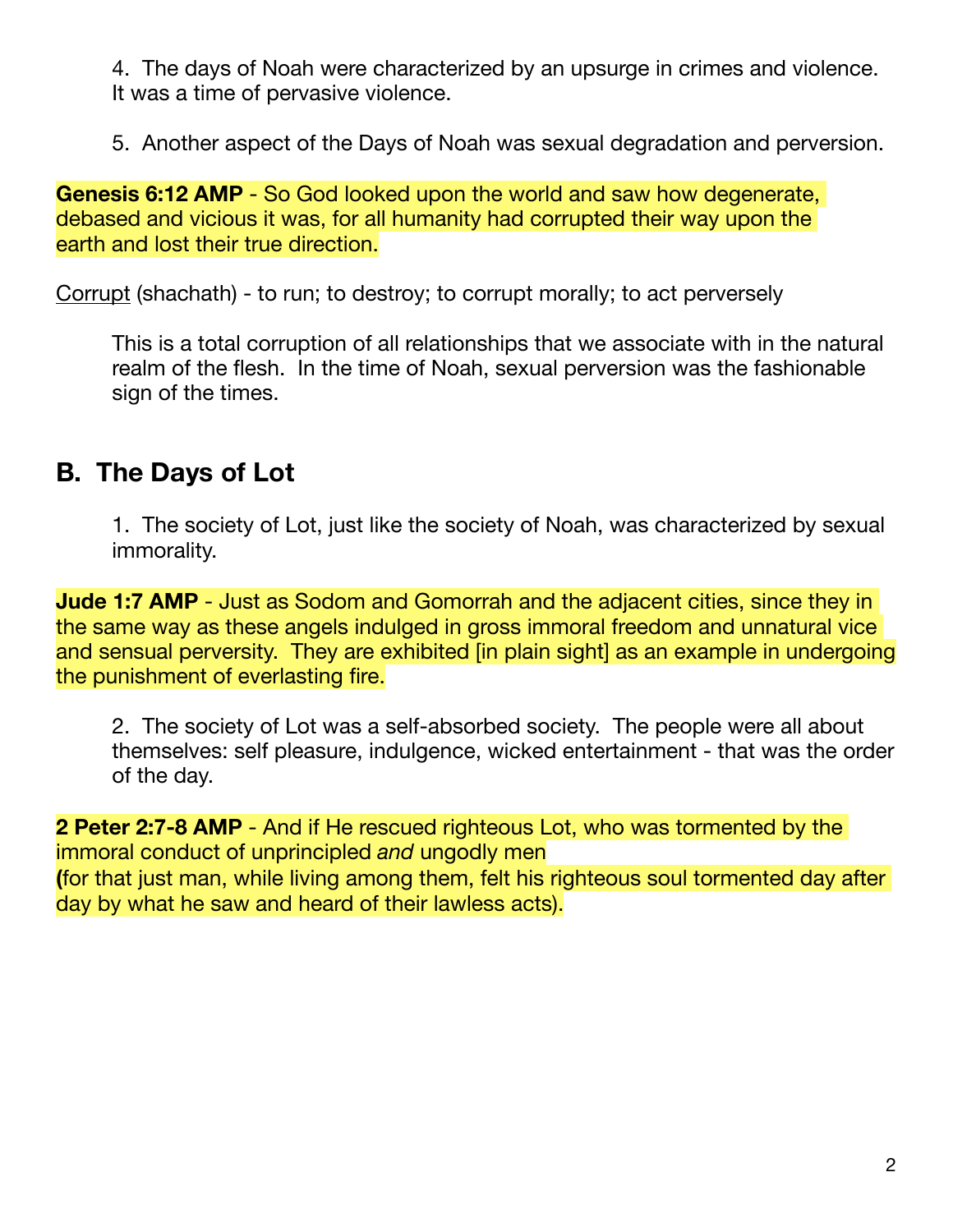4. The days of Noah were characterized by an upsurge in crimes and violence. It was a time of pervasive violence.

5. Another aspect of the Days of Noah was sexual degradation and perversion.

**Genesis 6:12 AMP** - So God looked upon the world and saw how degenerate, debased and vicious it was, for all humanity had corrupted their way upon the earth and lost their true direction.

<u>Corrupt</u> (shachath) - to run; to destroy; to corrupt morally; to act perversely

This is a total corruption of all relationships that we associate with in the natural realm of the flesh. In the time of Noah, sexual perversion was the fashionable sign of the times.

## B. The Days of Lot

1. The society of Lot, just like the society of Noah, was characterized by sexual immorality.

**Jude 1:7 AMP** - Just as Sodom and Gomorrah and the adjacent cities, since they in the same way as these angels indulged in gross immoral freedom and unnatural vice and sensual perversity. They are exhibited [in plain sight] as an example in undergoing the punishment of everlasting fire.

2. The society of Lot was a self-absorbed society. The people were all about themselves: self pleasure, indulgence, wicked entertainment - that was the order of the day.

**2 Peter 2:7-8 AMP** - And if He rescued righteous Lot, who was tormented by the immoral conduct of unprincipled *and* ungodly men
**(**for that just man, while living among them, felt his righteous soul tormented day after day by what he saw and heard of their lawless acts).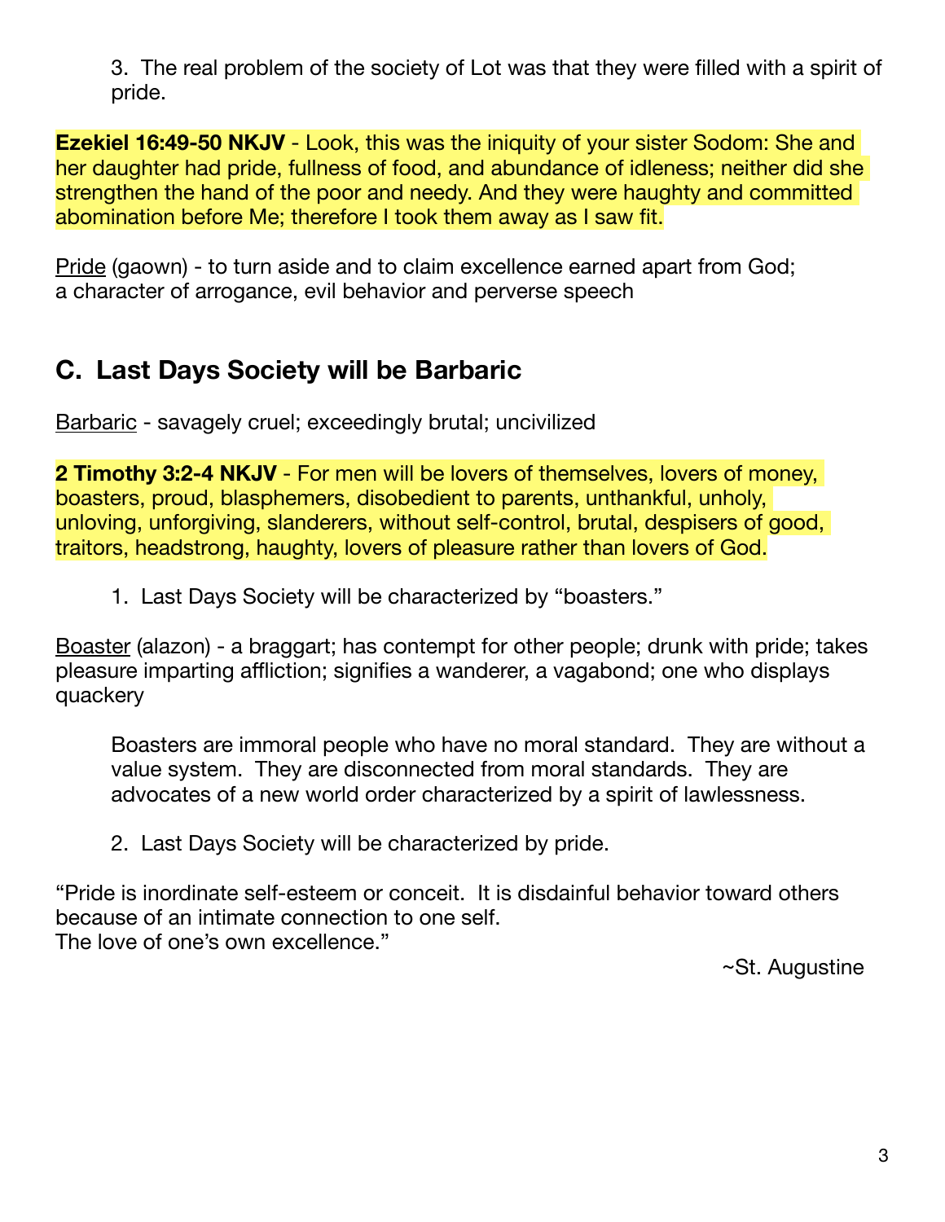3. The real problem of the society of Lot was that they were filled with a spirit of pride.

**Ezekiel 16:49-50 NKJV** - Look, this was the iniquity of your sister Sodom: She and her daughter had pride, fullness of food, and abundance of idleness; neither did she strengthen the hand of the poor and needy. And they were haughty and committed abomination before Me; therefore I took them away as I saw fit.

<u>Pride</u> (gaown) - to turn aside and to claim excellence earned apart from God; a character of arrogance, evil behavior and perverse speech

## C. Last Days Society will be Barbaric

<u>Barbaric</u> - savagely cruel; exceedingly brutal; uncivilized

**2 Timothy 3:2-4 NKJV** - For men will be lovers of themselves, lovers of money, boasters, proud, blasphemers, disobedient to parents, unthankful, unholy, unloving, unforgiving, slanderers, without self-control, brutal, despisers of good, traitors, headstrong, haughty, lovers of pleasure rather than lovers of God.

1. Last Days Society will be characterized by "boasters."

<u>Boaster</u> (alazon) - a braggart; has contempt for other people; drunk with pride; takes pleasure imparting affliction; signifies a wanderer, a vagabond; one who displays quackery

> Boasters are immoral people who have no moral standard. They are without a value system. They are disconnected from moral standards. They are advocates of a new world order characterized by a spirit of lawlessness.

2. Last Days Society will be characterized by pride.

"Pride is inordinate self-esteem or conceit. It is disdainful behavior toward others because of an intimate connection to one self.
The love of one's own excellence."

~St. Augustine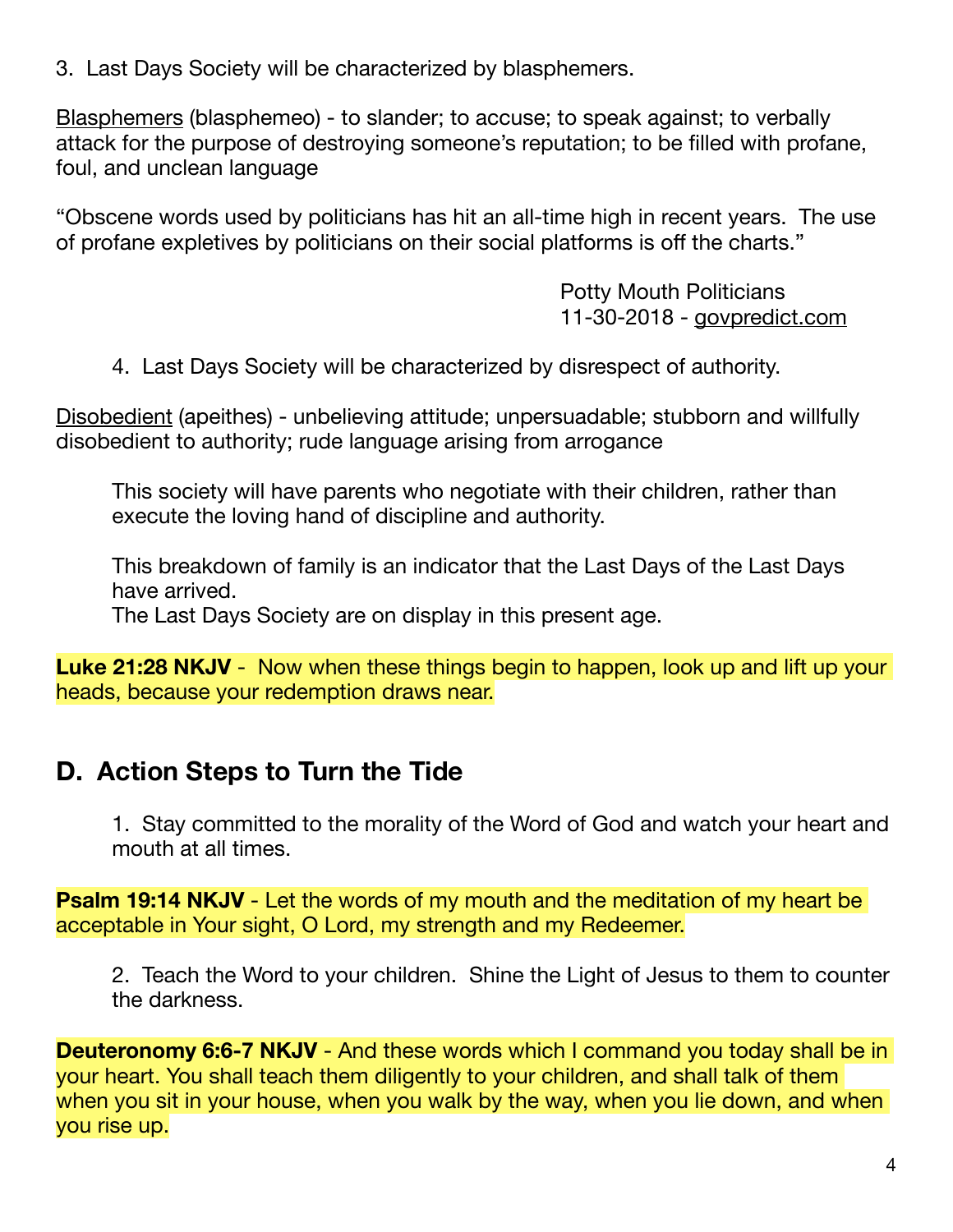3. Last Days Society will be characterized by blasphemers.

Blasphemers (blasphemeo) - to slander; to accuse; to speak against; to verbally attack for the purpose of destroying someone's reputation; to be filled with profane, foul, and unclean language

"Obscene words used by politicians has hit an all-time high in recent years. The use of profane expletives by politicians on their social platforms is off the charts."

Potty Mouth Politicians
11-30-2018 - govpredict.com

4. Last Days Society will be characterized by disrespect of authority.

Disobedient (apeithes) - unbelieving attitude; unpersuadable; stubborn and willfully disobedient to authority; rude language arising from arrogance

This society will have parents who negotiate with their children, rather than execute the loving hand of discipline and authority.

This breakdown of family is an indicator that the Last Days of the Last Days have arrived.
The Last Days Society are on display in this present age.

**Luke 21:28 NKJV** - Now when these things begin to happen, look up and lift up your heads, because your redemption draws near.

## D. Action Steps to Turn the Tide

1. Stay committed to the morality of the Word of God and watch your heart and mouth at all times.

**Psalm 19:14 NKJV** - Let the words of my mouth and the meditation of my heart be acceptable in Your sight, O Lord, my strength and my Redeemer.

2. Teach the Word to your children. Shine the Light of Jesus to them to counter the darkness.

**Deuteronomy 6:6-7 NKJV** - And these words which I command you today shall be in your heart. You shall teach them diligently to your children, and shall talk of them when you sit in your house, when you walk by the way, when you lie down, and when you rise up.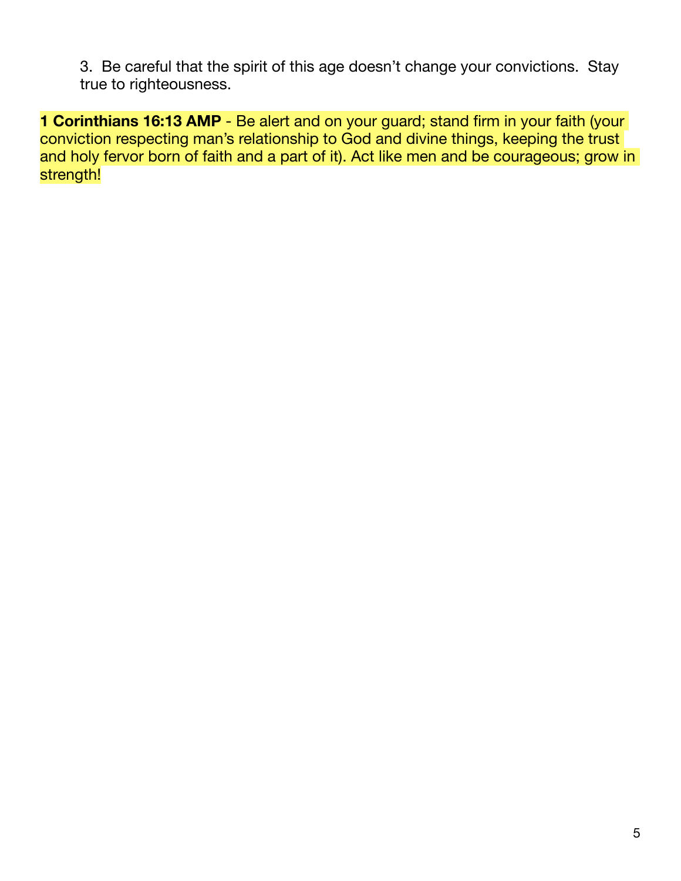3. Be careful that the spirit of this age doesn't change your convictions. Stay true to righteousness.

**1 Corinthians 16:13 AMP** - Be alert and on your guard; stand firm in your faith (your conviction respecting man's relationship to God and divine things, keeping the trust and holy fervor born of faith and a part of it). Act like men and be courageous; grow in strength!